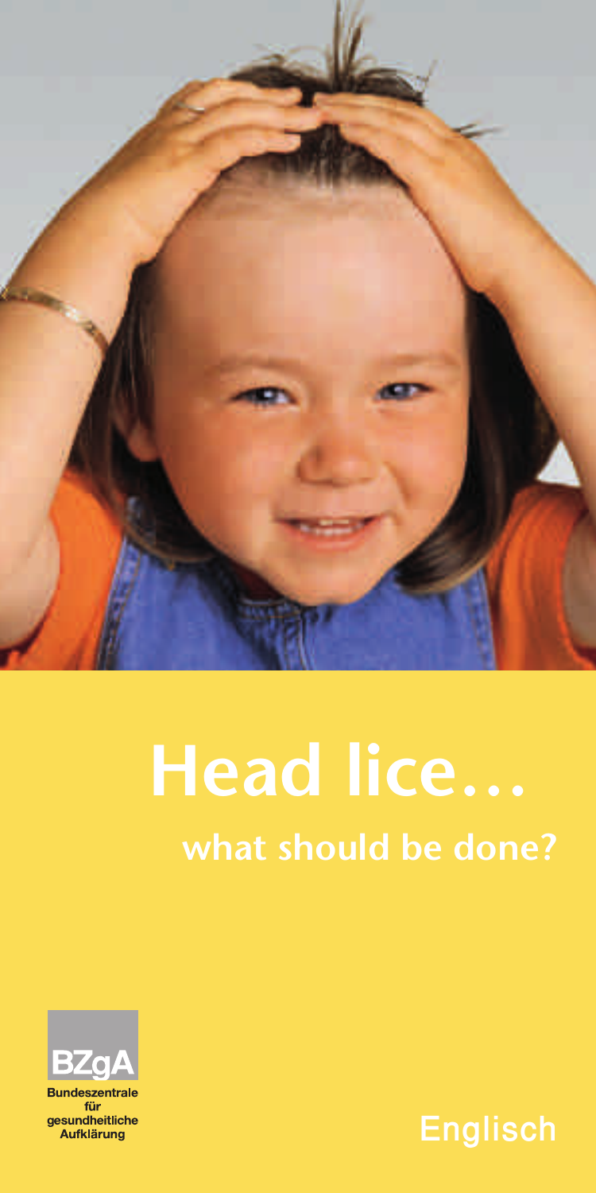# Head lice...

## what should be done?

BZgA

Bundeszentrale für gesundheitliche Aufklärung

Englisch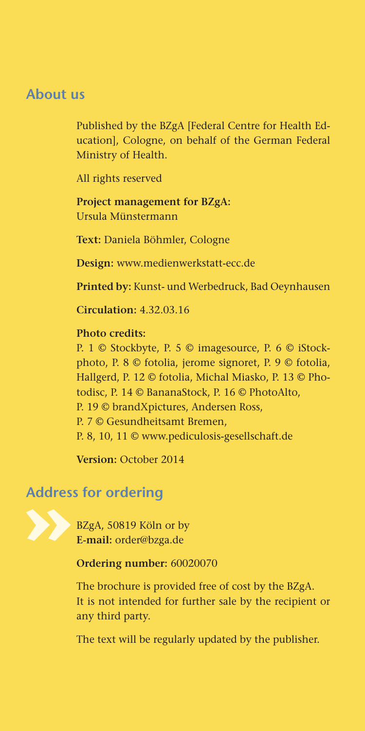## About us

Published by the BZgA [Federal Centre for Health Education], Cologne, on behalf of the German Federal Ministry of Health.

All rights reserved

**Project management for BZgA:**
Ursula Münstermann

**Text:** Daniela Böhmler, Cologne

**Design:** www.medienwerkstatt-ecc.de

**Printed by:** Kunst- und Werbedruck, Bad Oeynhausen

**Circulation:** 4.32.03.16

**Photo credits:**
P. 1 © Stockbyte, P. 5 © imagesource, P. 6 © iStockphoto, P. 8 © fotolia, jerome signoret, P. 9 © fotolia, Hallgerd, P. 12 © fotolia, Michal Miasko, P. 13 © Photodisc, P. 14 © BananaStock, P. 16 © PhotoAlto, P. 19 © brandXpictures, Andersen Ross, P. 7 © Gesundheitsamt Bremen, P. 8, 10, 11 © www.pediculosis-gesellschaft.de

**Version:** October 2014

## Address for ordering

BZgA, 50819 Köln or by
**E-mail:** order@bzga.de

**Ordering number:** 60020070

The brochure is provided free of cost by the BZgA. It is not intended for further sale by the recipient or any third party.

The text will be regularly updated by the publisher.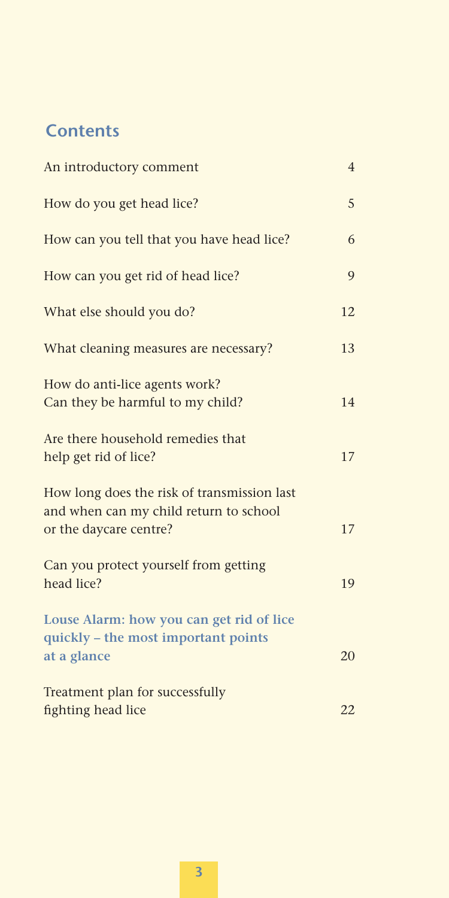## Contents

| | |
|---|---|
| An introductory comment | 4 |
| How do you get head lice? | 5 |
| How can you tell that you have head lice? | 6 |
| How can you get rid of head lice? | 9 |
| What else should you do? | 12 |
| What cleaning measures are necessary? | 13 |
| How do anti-lice agents work? Can they be harmful to my child? | 14 |
| Are there household remedies that help get rid of lice? | 17 |
| How long does the risk of transmission last and when can my child return to school or the daycare centre? | 17 |
| Can you protect yourself from getting head lice? | 19 |
| **Louse Alarm: how you can get rid of lice quickly – the most important points at a glance** | 20 |
| Treatment plan for successfully fighting head lice | 22 |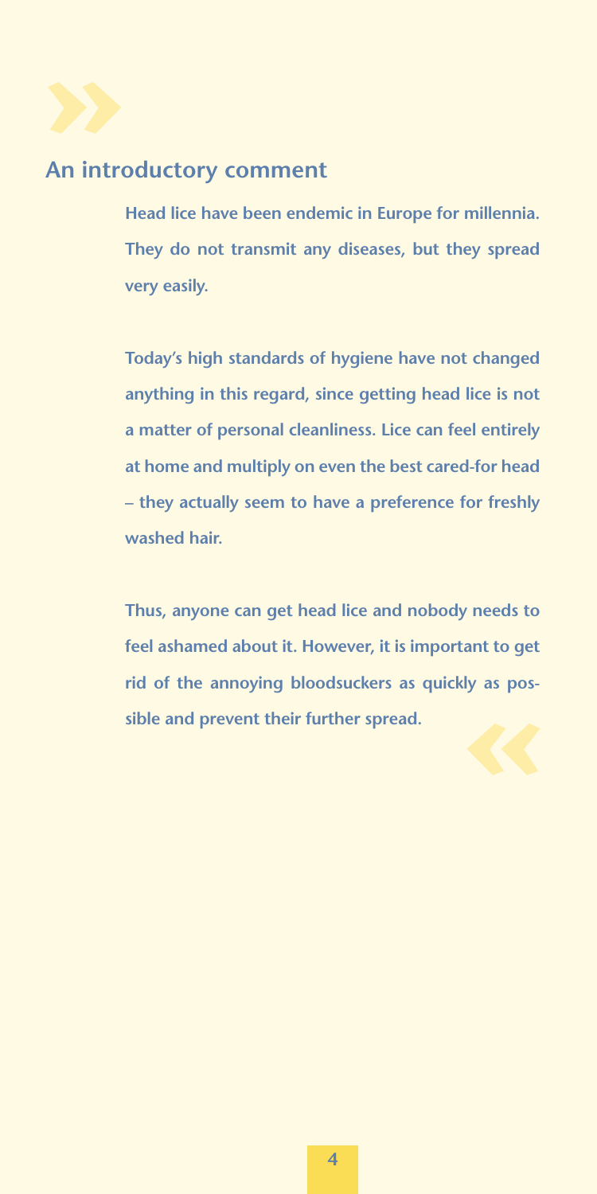## An introductory comment

**Head lice have been endemic in Europe for millennia. They do not transmit any diseases, but they spread very easily.**

**Today's high standards of hygiene have not changed anything in this regard, since getting head lice is not a matter of personal cleanliness. Lice can feel entirely at home and multiply on even the best cared-for head – they actually seem to have a preference for freshly washed hair.**

**Thus, anyone can get head lice and nobody needs to feel ashamed about it. However, it is important to get rid of the annoying bloodsuckers as quickly as possible and prevent their further spread.**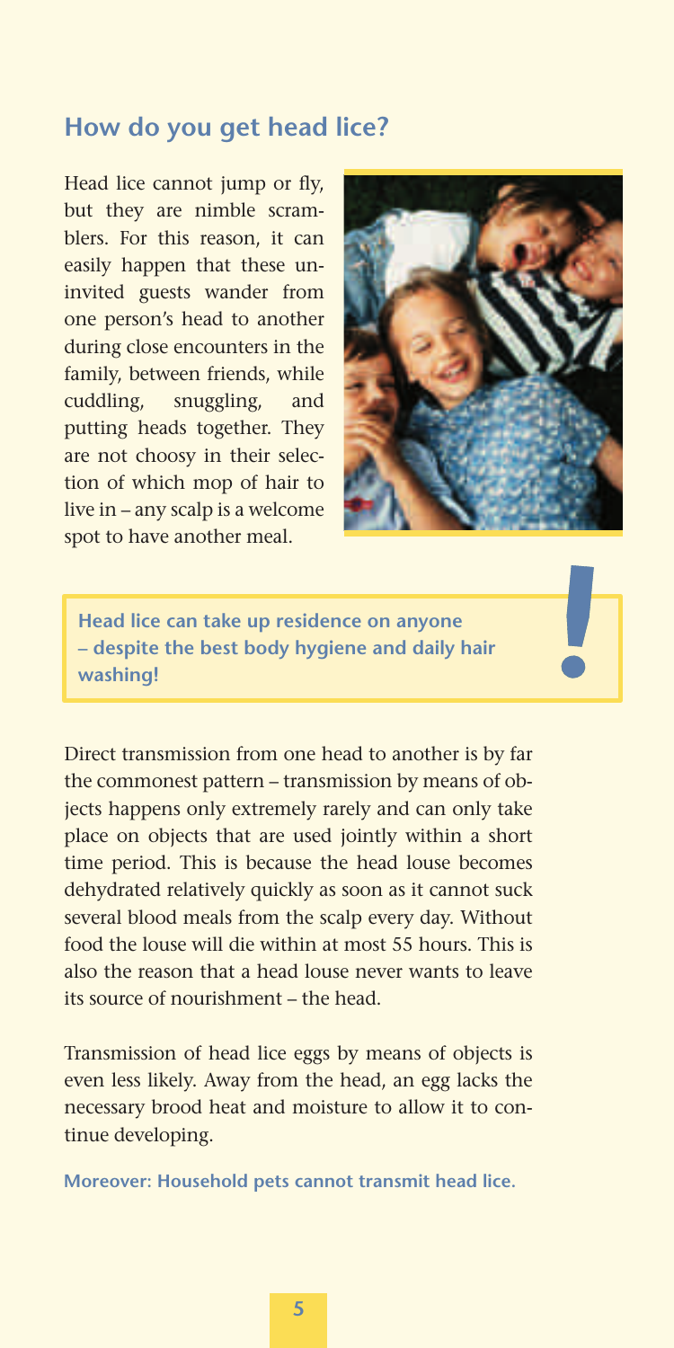## How do you get head lice?

Head lice cannot jump or fly, but they are nimble scramblers. For this reason, it can easily happen that these uninvited guests wander from one person's head to another during close encounters in the family, between friends, while cuddling, snuggling, and putting heads together. They are not choosy in their selection of which mop of hair to live in – any scalp is a welcome spot to have another meal.

**Head lice can take up residence on anyone – despite the best body hygiene and daily hair washing!**

Direct transmission from one head to another is by far the commonest pattern – transmission by means of objects happens only extremely rarely and can only take place on objects that are used jointly within a short time period. This is because the head louse becomes dehydrated relatively quickly as soon as it cannot suck several blood meals from the scalp every day. Without food the louse will die within at most 55 hours. This is also the reason that a head louse never wants to leave its source of nourishment – the head.

Transmission of head lice eggs by means of objects is even less likely. Away from the head, an egg lacks the necessary brood heat and moisture to allow it to continue developing.

**Moreover: Household pets cannot transmit head lice.**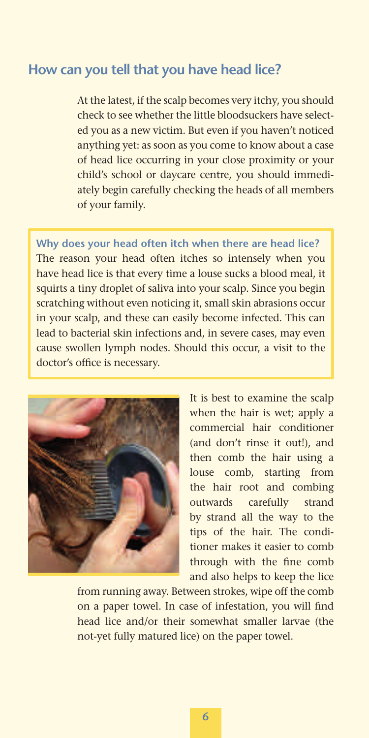## How can you tell that you have head lice?

At the latest, if the scalp becomes very itchy, you should check to see whether the little bloodsuckers have selected you as a new victim. But even if you haven't noticed anything yet: as soon as you come to know about a case of head lice occurring in your close proximity or your child's school or daycare centre, you should immediately begin carefully checking the heads of all members of your family.

### Why does your head often itch when there are head lice?

The reason your head often itches so intensely when you have head lice is that every time a louse sucks a blood meal, it squirts a tiny droplet of saliva into your scalp. Since you begin scratching without even noticing it, small skin abrasions occur in your scalp, and these can easily become infected. This can lead to bacterial skin infections and, in severe cases, may even cause swollen lymph nodes. Should this occur, a visit to the doctor's office is necessary.

It is best to examine the scalp when the hair is wet; apply a commercial hair conditioner (and don't rinse it out!), and then comb the hair using a louse comb, starting from the hair root and combing outwards carefully strand by strand all the way to the tips of the hair. The conditioner makes it easier to comb through with the fine comb and also helps to keep the lice from running away. Between strokes, wipe off the comb on a paper towel. In case of infestation, you will find head lice and/or their somewhat smaller larvae (the not-yet fully matured lice) on the paper towel.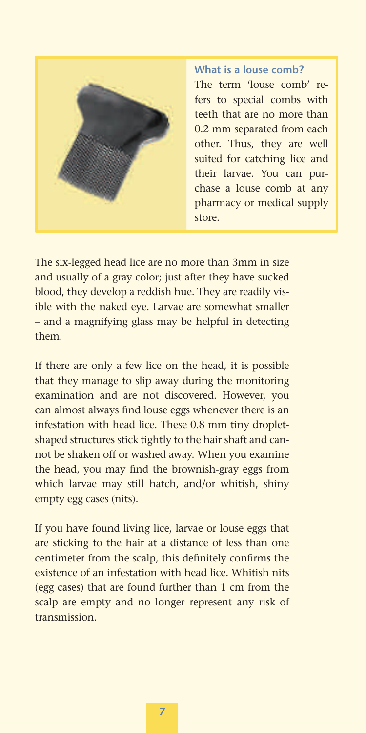### What is a louse comb?

The term 'louse comb' refers to special combs with teeth that are no more than 0.2 mm separated from each other. Thus, they are well suited for catching lice and their larvae. You can purchase a louse comb at any pharmacy or medical supply store.

The six-legged head lice are no more than 3mm in size and usually of a gray color; just after they have sucked blood, they develop a reddish hue. They are readily visible with the naked eye. Larvae are somewhat smaller – and a magnifying glass may be helpful in detecting them.

If there are only a few lice on the head, it is possible that they manage to slip away during the monitoring examination and are not discovered. However, you can almost always find louse eggs whenever there is an infestation with head lice. These 0.8 mm tiny droplet-shaped structures stick tightly to the hair shaft and cannot be shaken off or washed away. When you examine the head, you may find the brownish-gray eggs from which larvae may still hatch, and/or whitish, shiny empty egg cases (nits).

If you have found living lice, larvae or louse eggs that are sticking to the hair at a distance of less than one centimeter from the scalp, this definitely confirms the existence of an infestation with head lice. Whitish nits (egg cases) that are found further than 1 cm from the scalp are empty and no longer represent any risk of transmission.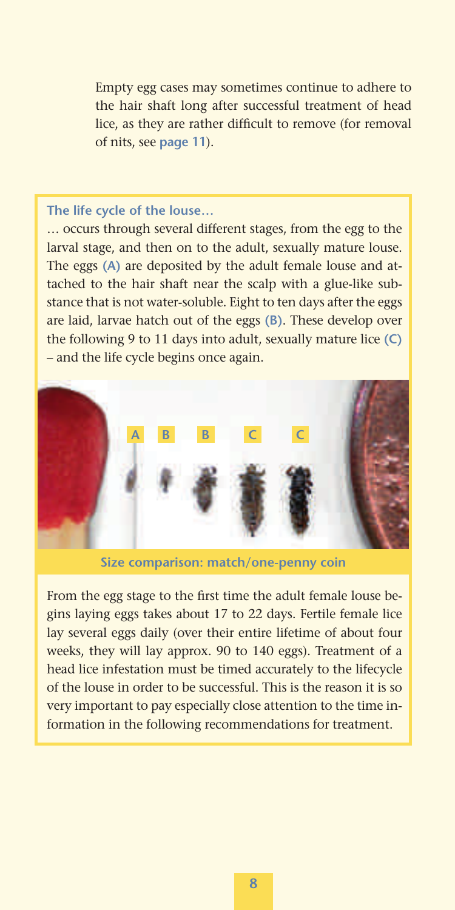Empty egg cases may sometimes continue to adhere to the hair shaft long after successful treatment of head lice, as they are rather difficult to remove (for removal of nits, see **page 11**).

**The life cycle of the louse…**

… occurs through several different stages, from the egg to the larval stage, and then on to the adult, sexually mature louse. The eggs **(A)** are deposited by the adult female louse and attached to the hair shaft near the scalp with a glue-like substance that is not water-soluble. Eight to ten days after the eggs are laid, larvae hatch out of the eggs **(B)**. These develop over the following 9 to 11 days into adult, sexually mature lice **(C)** – and the life cycle begins once again.

**Size comparison: match/one-penny coin**

From the egg stage to the first time the adult female louse begins laying eggs takes about 17 to 22 days. Fertile female lice lay several eggs daily (over their entire lifetime of about four weeks, they will lay approx. 90 to 140 eggs). Treatment of a head lice infestation must be timed accurately to the lifecycle of the louse in order to be successful. This is the reason it is so very important to pay especially close attention to the time information in the following recommendations for treatment.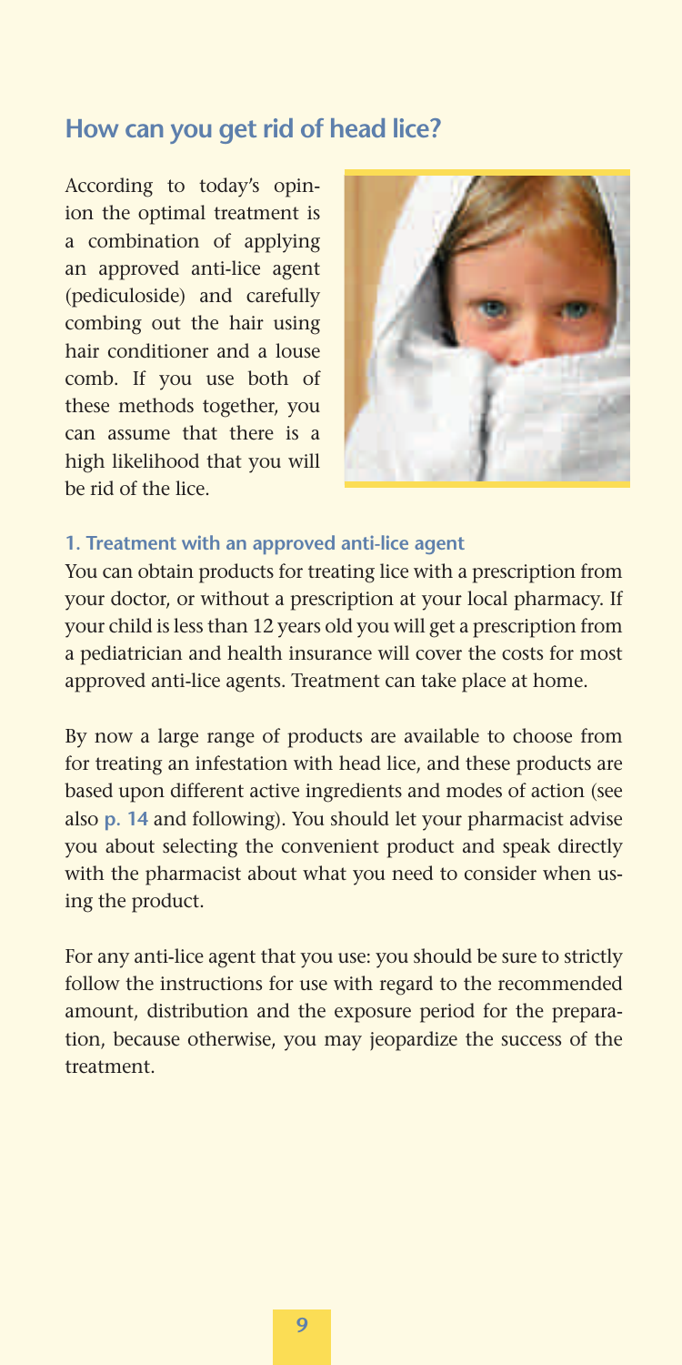## How can you get rid of head lice?

According to today's opinion the optimal treatment is a combination of applying an approved anti-lice agent (pediculoside) and carefully combing out the hair using hair conditioner and a louse comb. If you use both of these methods together, you can assume that there is a high likelihood that you will be rid of the lice.

### 1. Treatment with an approved anti-lice agent

You can obtain products for treating lice with a prescription from your doctor, or without a prescription at your local pharmacy. If your child is less than 12 years old you will get a prescription from a pediatrician and health insurance will cover the costs for most approved anti-lice agents. Treatment can take place at home.

By now a large range of products are available to choose from for treating an infestation with head lice, and these products are based upon different active ingredients and modes of action (see also **p. 14** and following). You should let your pharmacist advise you about selecting the convenient product and speak directly with the pharmacist about what you need to consider when using the product.

For any anti-lice agent that you use: you should be sure to strictly follow the instructions for use with regard to the recommended amount, distribution and the exposure period for the preparation, because otherwise, you may jeopardize the success of the treatment.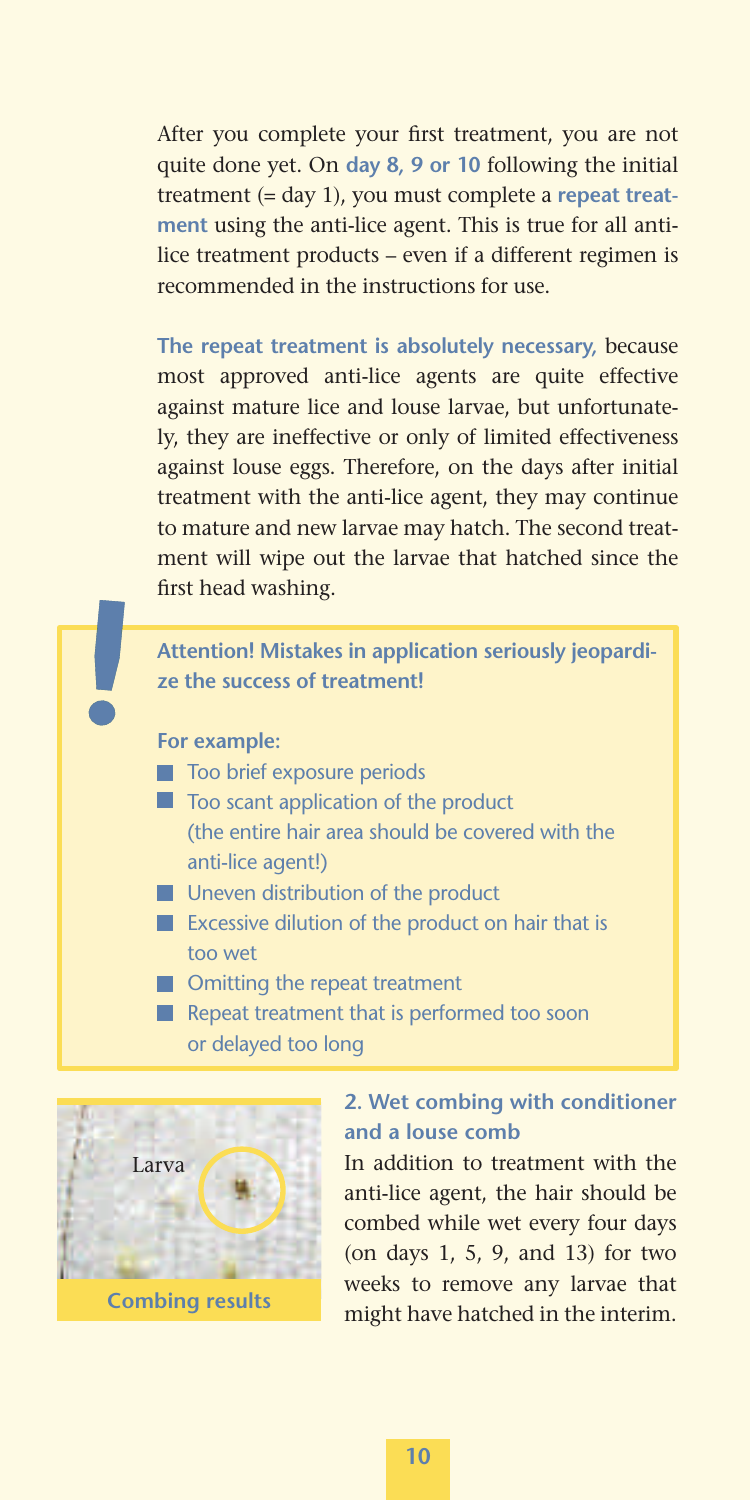After you complete your first treatment, you are not quite done yet. On **day 8, 9 or 10** following the initial treatment (= day 1), you must complete a **repeat treatment** using the anti-lice agent. This is true for all anti-lice treatment products – even if a different regimen is recommended in the instructions for use.

**The repeat treatment is absolutely necessary,** because most approved anti-lice agents are quite effective against mature lice and louse larvae, but unfortunately, they are ineffective or only of limited effectiveness against louse eggs. Therefore, on the days after initial treatment with the anti-lice agent, they may continue to mature and new larvae may hatch. The second treatment will wipe out the larvae that hatched since the first head washing.

> **Attention! Mistakes in application seriously jeopardize the success of treatment!**
>
> **For example:**
>
> - Too brief exposure periods
> - Too scant application of the product (the entire hair area should be covered with the anti-lice agent!)
> - Uneven distribution of the product
> - Excessive dilution of the product on hair that is too wet
> - Omitting the repeat treatment
> - Repeat treatment that is performed too soon or delayed too long

Larva

**Combing results**

### 2. Wet combing with conditioner and a louse comb

In addition to treatment with the anti-lice agent, the hair should be combed while wet every four days (on days 1, 5, 9, and 13) for two weeks to remove any larvae that might have hatched in the interim.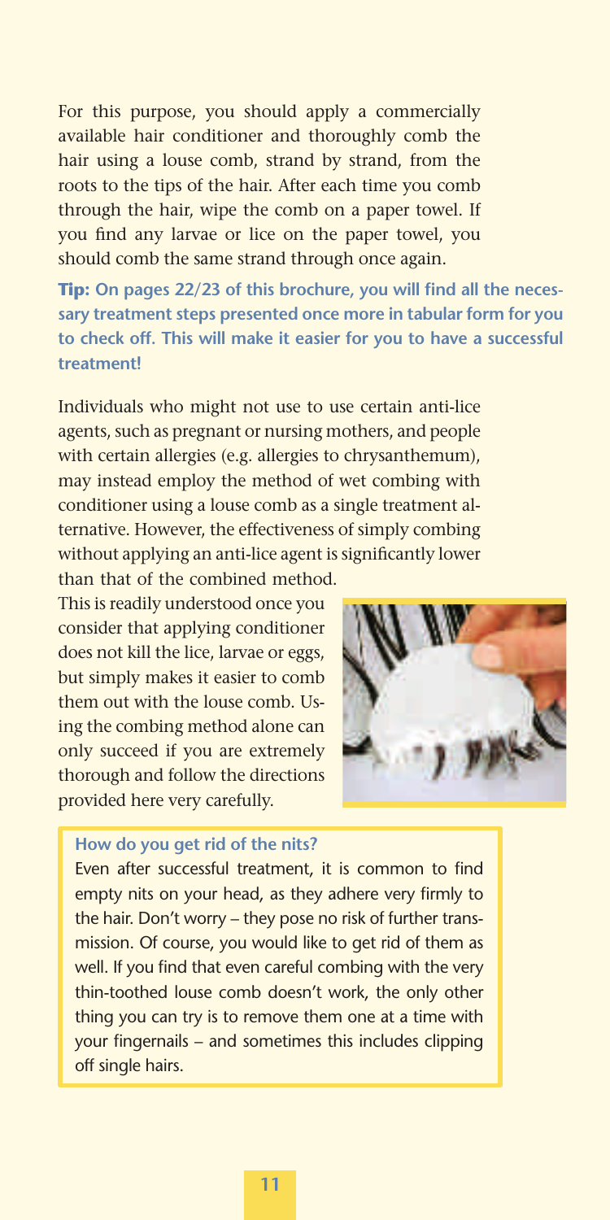For this purpose, you should apply a commercially available hair conditioner and thoroughly comb the hair using a louse comb, strand by strand, from the roots to the tips of the hair. After each time you comb through the hair, wipe the comb on a paper towel. If you find any larvae or lice on the paper towel, you should comb the same strand through once again.

**Tip: On pages 22/23 of this brochure, you will find all the necessary treatment steps presented once more in tabular form for you to check off. This will make it easier for you to have a successful treatment!**

Individuals who might not use to use certain anti-lice agents, such as pregnant or nursing mothers, and people with certain allergies (e.g. allergies to chrysanthemum), may instead employ the method of wet combing with conditioner using a louse comb as a single treatment alternative. However, the effectiveness of simply combing without applying an anti-lice agent is significantly lower than that of the combined method.

This is readily understood once you consider that applying conditioner does not kill the lice, larvae or eggs, but simply makes it easier to comb them out with the louse comb. Using the combing method alone can only succeed if you are extremely thorough and follow the directions provided here very carefully.

### How do you get rid of the nits?

Even after successful treatment, it is common to find empty nits on your head, as they adhere very firmly to the hair. Don't worry – they pose no risk of further transmission. Of course, you would like to get rid of them as well. If you find that even careful combing with the very thin-toothed louse comb doesn't work, the only other thing you can try is to remove them one at a time with your fingernails – and sometimes this includes clipping off single hairs.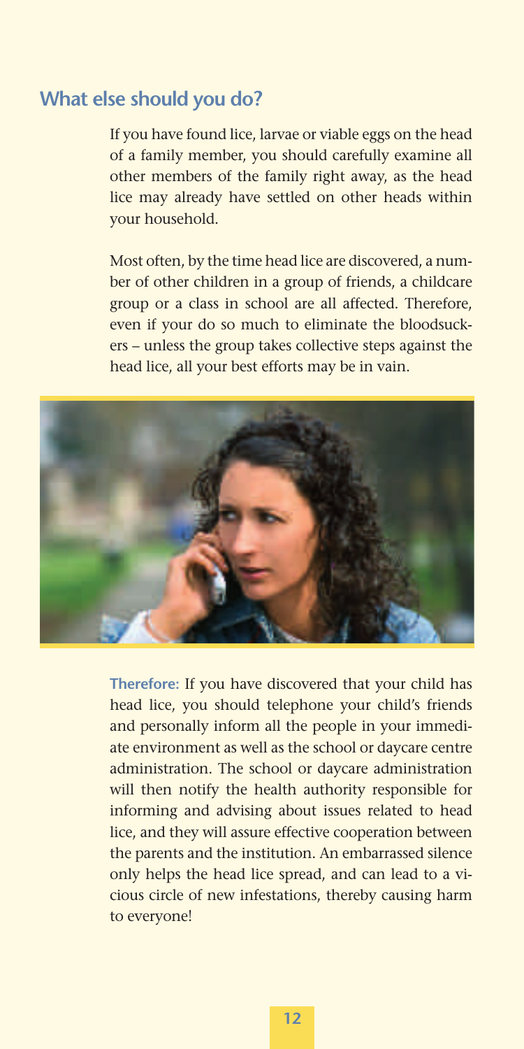## What else should you do?

If you have found lice, larvae or viable eggs on the head of a family member, you should carefully examine all other members of the family right away, as the head lice may already have settled on other heads within your household.

Most often, by the time head lice are discovered, a number of other children in a group of friends, a childcare group or a class in school are all affected. Therefore, even if your do so much to eliminate the bloodsuckers – unless the group takes collective steps against the head lice, all your best efforts may be in vain.

**Therefore:** If you have discovered that your child has head lice, you should telephone your child's friends and personally inform all the people in your immediate environment as well as the school or daycare centre administration. The school or daycare administration will then notify the health authority responsible for informing and advising about issues related to head lice, and they will assure effective cooperation between the parents and the institution. An embarrassed silence only helps the head lice spread, and can lead to a vicious circle of new infestations, thereby causing harm to everyone!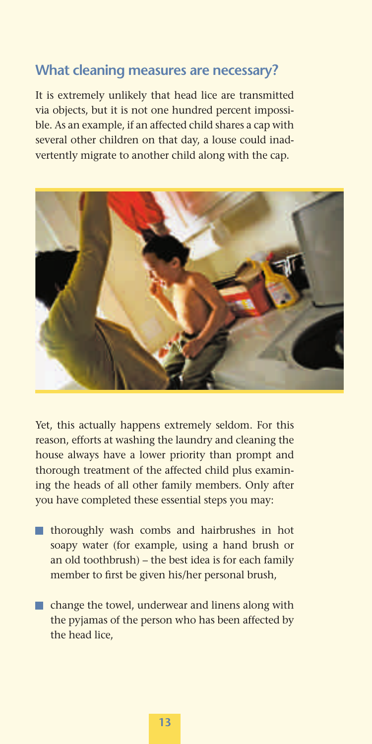## What cleaning measures are necessary?

It is extremely unlikely that head lice are transmitted via objects, but it is not one hundred percent impossible. As an example, if an affected child shares a cap with several other children on that day, a louse could inadvertently migrate to another child along with the cap.

Yet, this actually happens extremely seldom. For this reason, efforts at washing the laundry and cleaning the house always have a lower priority than prompt and thorough treatment of the affected child plus examining the heads of all other family members. Only after you have completed these essential steps you may:

- thoroughly wash combs and hairbrushes in hot soapy water (for example, using a hand brush or an old toothbrush) – the best idea is for each family member to first be given his/her personal brush,
- change the towel, underwear and linens along with the pyjamas of the person who has been affected by the head lice,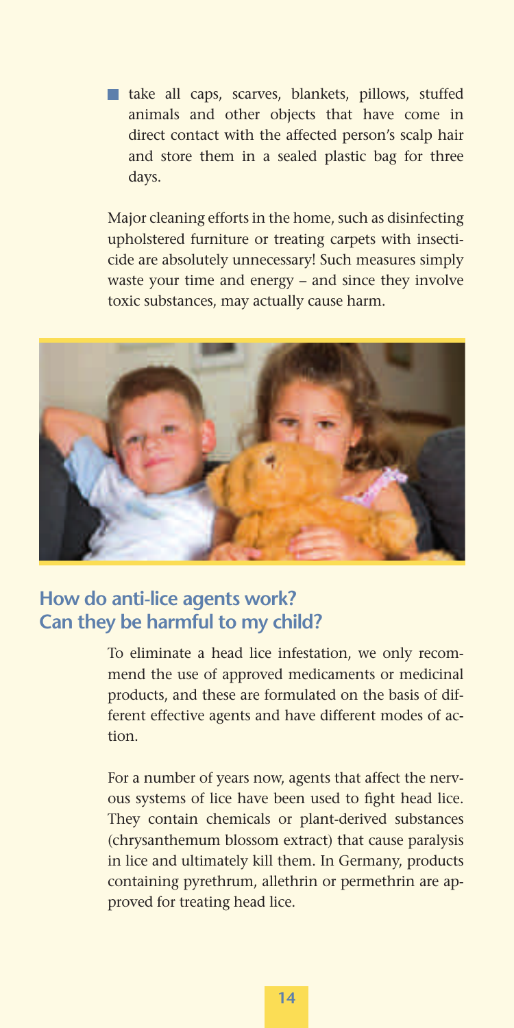- take all caps, scarves, blankets, pillows, stuffed animals and other objects that have come in direct contact with the affected person's scalp hair and store them in a sealed plastic bag for three days.

Major cleaning efforts in the home, such as disinfecting upholstered furniture or treating carpets with insecticide are absolutely unnecessary! Such measures simply waste your time and energy – and since they involve toxic substances, may actually cause harm.

## How do anti-lice agents work? Can they be harmful to my child?

To eliminate a head lice infestation, we only recommend the use of approved medicaments or medicinal products, and these are formulated on the basis of different effective agents and have different modes of action.

For a number of years now, agents that affect the nervous systems of lice have been used to fight head lice. They contain chemicals or plant-derived substances (chrysanthemum blossom extract) that cause paralysis in lice and ultimately kill them. In Germany, products containing pyrethrum, allethrin or permethrin are approved for treating head lice.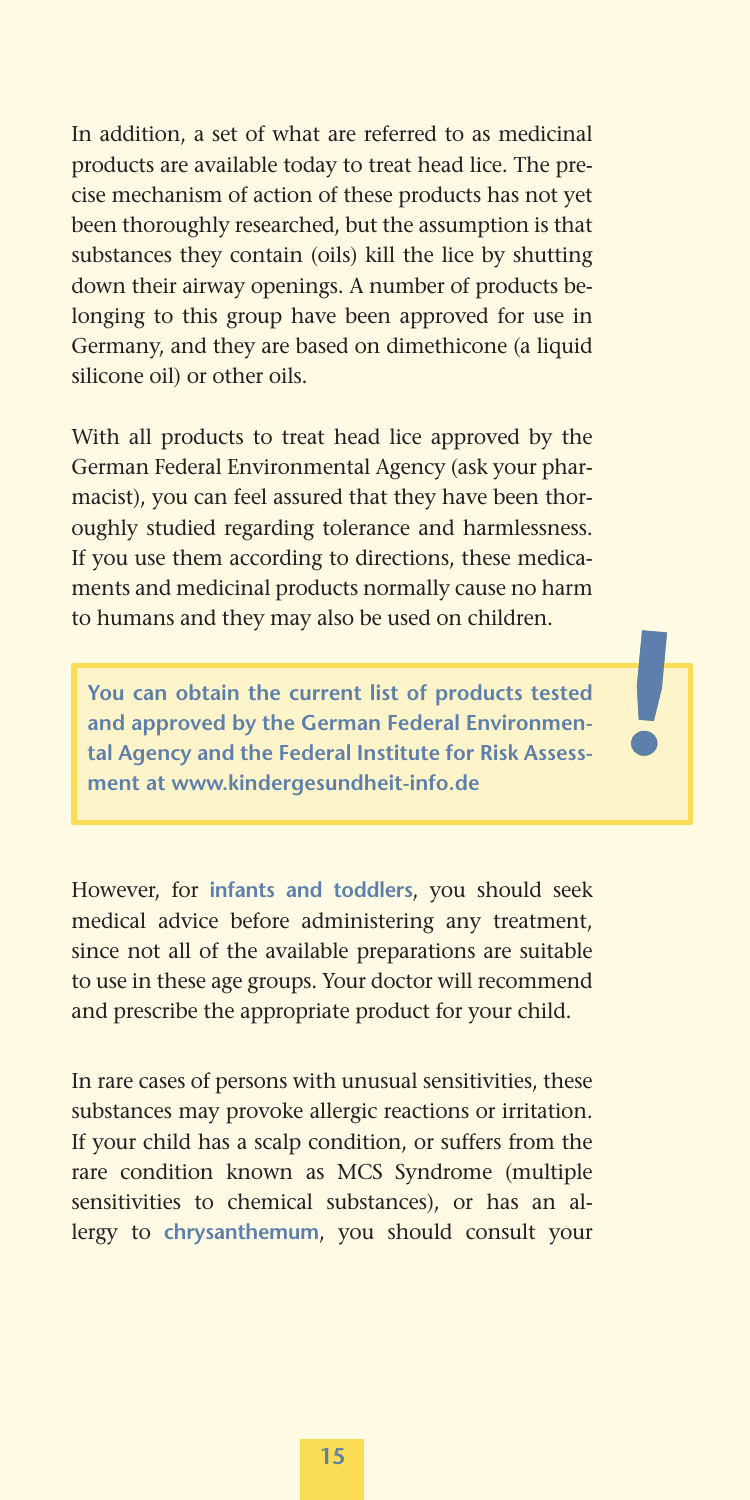In addition, a set of what are referred to as medicinal products are available today to treat head lice. The precise mechanism of action of these products has not yet been thoroughly researched, but the assumption is that substances they contain (oils) kill the lice by shutting down their airway openings. A number of products belonging to this group have been approved for use in Germany, and they are based on dimethicone (a liquid silicone oil) or other oils.

With all products to treat head lice approved by the German Federal Environmental Agency (ask your pharmacist), you can feel assured that they have been thoroughly studied regarding tolerance and harmlessness. If you use them according to directions, these medicaments and medicinal products normally cause no harm to humans and they may also be used on children.

> **You can obtain the current list of products tested and approved by the German Federal Environmental Agency and the Federal Institute for Risk Assessment at www.kindergesundheit-info.de**

However, for **infants and toddlers**, you should seek medical advice before administering any treatment, since not all of the available preparations are suitable to use in these age groups. Your doctor will recommend and prescribe the appropriate product for your child.

In rare cases of persons with unusual sensitivities, these substances may provoke allergic reactions or irritation. If your child has a scalp condition, or suffers from the rare condition known as MCS Syndrome (multiple sensitivities to chemical substances), or has an allergy to **chrysanthemum**, you should consult your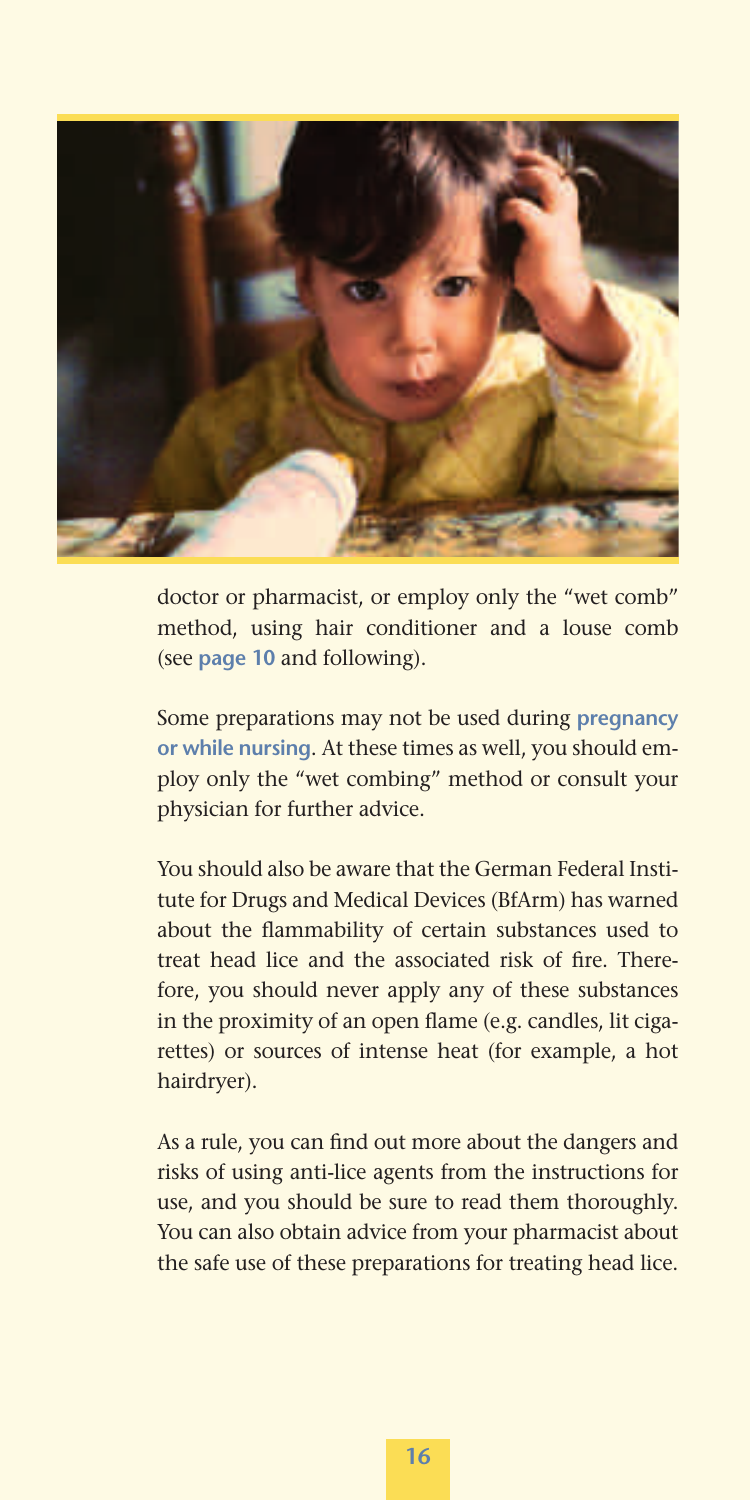doctor or pharmacist, or employ only the "wet comb" method, using hair conditioner and a louse comb (see **page 10** and following).

Some preparations may not be used during **pregnancy or while nursing**. At these times as well, you should employ only the "wet combing" method or consult your physician for further advice.

You should also be aware that the German Federal Institute for Drugs and Medical Devices (BfArm) has warned about the flammability of certain substances used to treat head lice and the associated risk of fire. Therefore, you should never apply any of these substances in the proximity of an open flame (e.g. candles, lit cigarettes) or sources of intense heat (for example, a hot hairdryer).

As a rule, you can find out more about the dangers and risks of using anti-lice agents from the instructions for use, and you should be sure to read them thoroughly. You can also obtain advice from your pharmacist about the safe use of these preparations for treating head lice.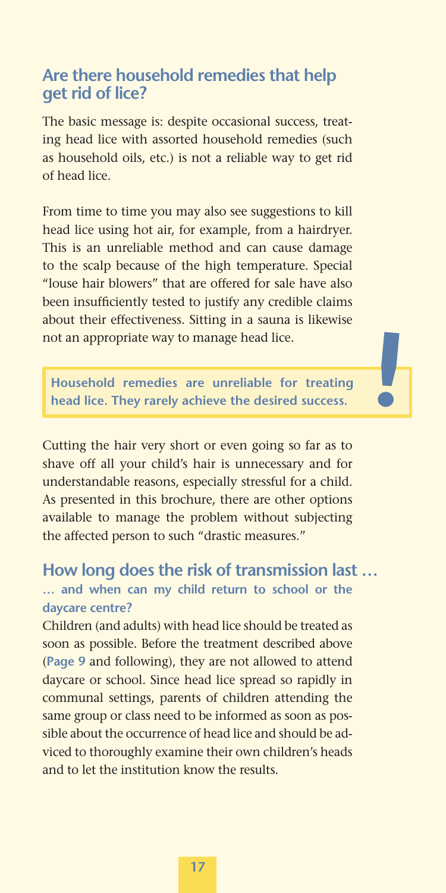## Are there household remedies that help get rid of lice?

The basic message is: despite occasional success, treating head lice with assorted household remedies (such as household oils, etc.) is not a reliable way to get rid of head lice.

From time to time you may also see suggestions to kill head lice using hot air, for example, from a hairdryer. This is an unreliable method and can cause damage to the scalp because of the high temperature. Special "louse hair blowers" that are offered for sale have also been insufficiently tested to justify any credible claims about their effectiveness. Sitting in a sauna is likewise not an appropriate way to manage head lice.

> **Household remedies are unreliable for treating head lice. They rarely achieve the desired success.**

Cutting the hair very short or even going so far as to shave off all your child's hair is unnecessary and for understandable reasons, especially stressful for a child. As presented in this brochure, there are other options available to manage the problem without subjecting the affected person to such "drastic measures."

## How long does the risk of transmission last …

### … and when can my child return to school or the daycare centre?

Children (and adults) with head lice should be treated as soon as possible. Before the treatment described above (**Page 9** and following), they are not allowed to attend daycare or school. Since head lice spread so rapidly in communal settings, parents of children attending the same group or class need to be informed as soon as possible about the occurrence of head lice and should be adviced to thoroughly examine their own children's heads and to let the institution know the results.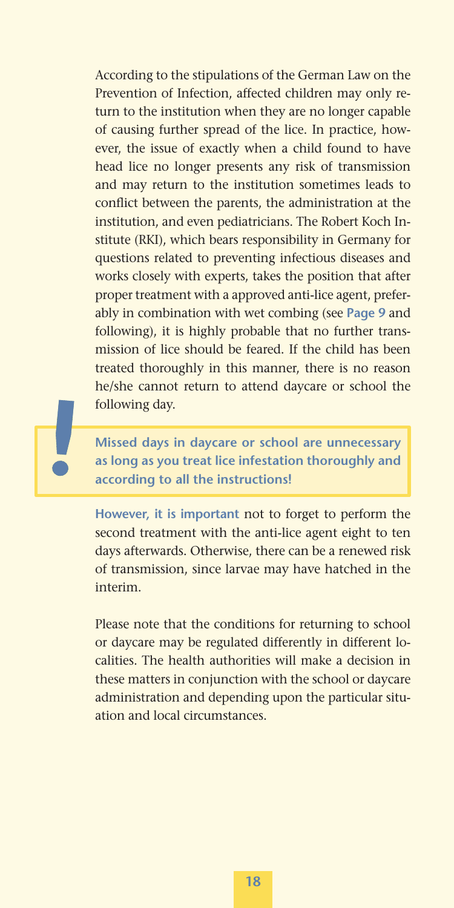According to the stipulations of the German Law on the Prevention of Infection, affected children may only return to the institution when they are no longer capable of causing further spread of the lice. In practice, however, the issue of exactly when a child found to have head lice no longer presents any risk of transmission and may return to the institution sometimes leads to conflict between the parents, the administration at the institution, and even pediatricians. The Robert Koch Institute (RKI), which bears responsibility in Germany for questions related to preventing infectious diseases and works closely with experts, takes the position that after proper treatment with a approved anti-lice agent, preferably in combination with wet combing (see **Page 9** and following), it is highly probable that no further transmission of lice should be feared. If the child has been treated thoroughly in this manner, there is no reason he/she cannot return to attend daycare or school the following day.

> **!** **Missed days in daycare or school are unnecessary as long as you treat lice infestation thoroughly and according to all the instructions!**

**However, it is important** not to forget to perform the second treatment with the anti-lice agent eight to ten days afterwards. Otherwise, there can be a renewed risk of transmission, since larvae may have hatched in the interim.

Please note that the conditions for returning to school or daycare may be regulated differently in different localities. The health authorities will make a decision in these matters in conjunction with the school or daycare administration and depending upon the particular situation and local circumstances.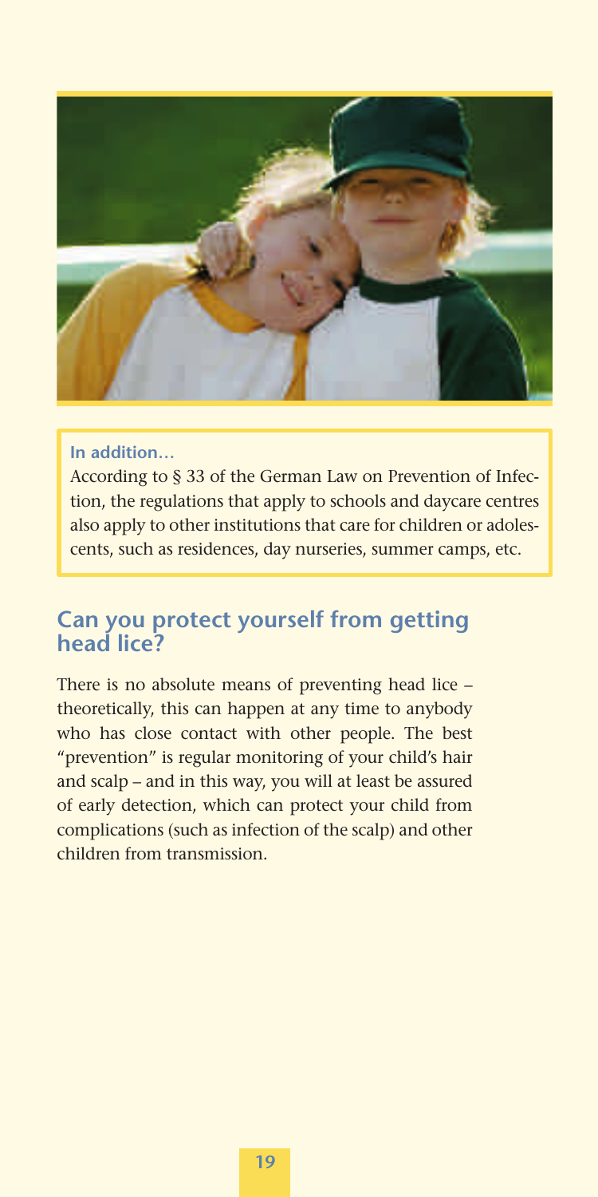**In addition…**

According to § 33 of the German Law on Prevention of Infection, the regulations that apply to schools and daycare centres also apply to other institutions that care for children or adolescents, such as residences, day nurseries, summer camps, etc.

## Can you protect yourself from getting head lice?

There is no absolute means of preventing head lice – theoretically, this can happen at any time to anybody who has close contact with other people. The best "prevention" is regular monitoring of your child's hair and scalp – and in this way, you will at least be assured of early detection, which can protect your child from complications (such as infection of the scalp) and other children from transmission.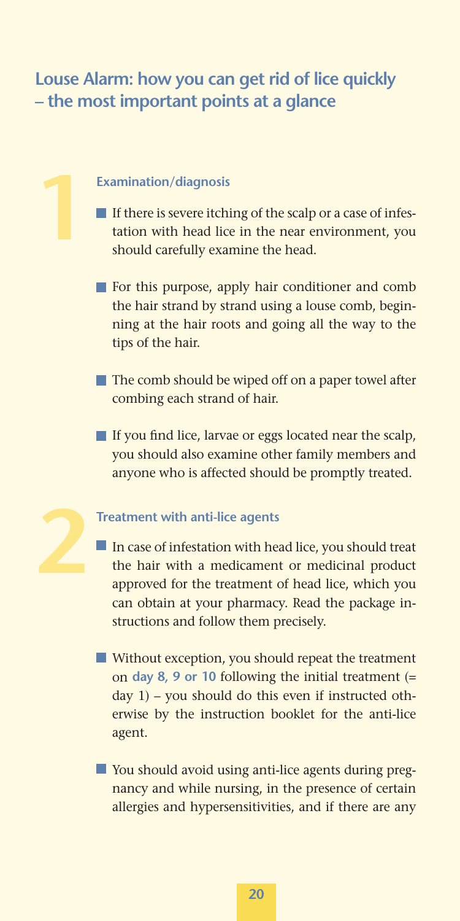## Louse Alarm: how you can get rid of lice quickly – the most important points at a glance

### 1 Examination/diagnosis

- If there is severe itching of the scalp or a case of infestation with head lice in the near environment, you should carefully examine the head.
- For this purpose, apply hair conditioner and comb the hair strand by strand using a louse comb, beginning at the hair roots and going all the way to the tips of the hair.
- The comb should be wiped off on a paper towel after combing each strand of hair.
- If you find lice, larvae or eggs located near the scalp, you should also examine other family members and anyone who is affected should be promptly treated.

### 2 Treatment with anti-lice agents

- In case of infestation with head lice, you should treat the hair with a medicament or medicinal product approved for the treatment of head lice, which you can obtain at your pharmacy. Read the package instructions and follow them precisely.
- Without exception, you should repeat the treatment on **day 8, 9 or 10** following the initial treatment (= day 1) – you should do this even if instructed otherwise by the instruction booklet for the anti-lice agent.
- You should avoid using anti-lice agents during pregnancy and while nursing, in the presence of certain allergies and hypersensitivities, and if there are any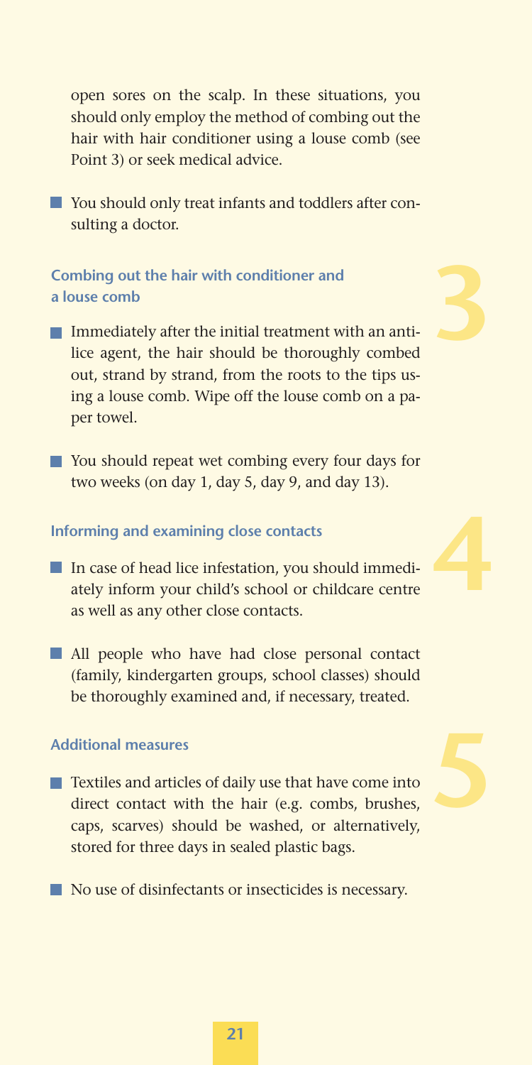open sores on the scalp. In these situations, you should only employ the method of combing out the hair with hair conditioner using a louse comb (see Point 3) or seek medical advice.

- You should only treat infants and toddlers after consulting a doctor.

### 3 Combing out the hair with conditioner and a louse comb

- Immediately after the initial treatment with an anti-lice agent, the hair should be thoroughly combed out, strand by strand, from the roots to the tips using a louse comb. Wipe off the louse comb on a paper towel.
- You should repeat wet combing every four days for two weeks (on day 1, day 5, day 9, and day 13).

### 4 Informing and examining close contacts

- In case of head lice infestation, you should immediately inform your child's school or childcare centre as well as any other close contacts.
- All people who have had close personal contact (family, kindergarten groups, school classes) should be thoroughly examined and, if necessary, treated.

### 5 Additional measures

- Textiles and articles of daily use that have come into direct contact with the hair (e.g. combs, brushes, caps, scarves) should be washed, or alternatively, stored for three days in sealed plastic bags.
- No use of disinfectants or insecticides is necessary.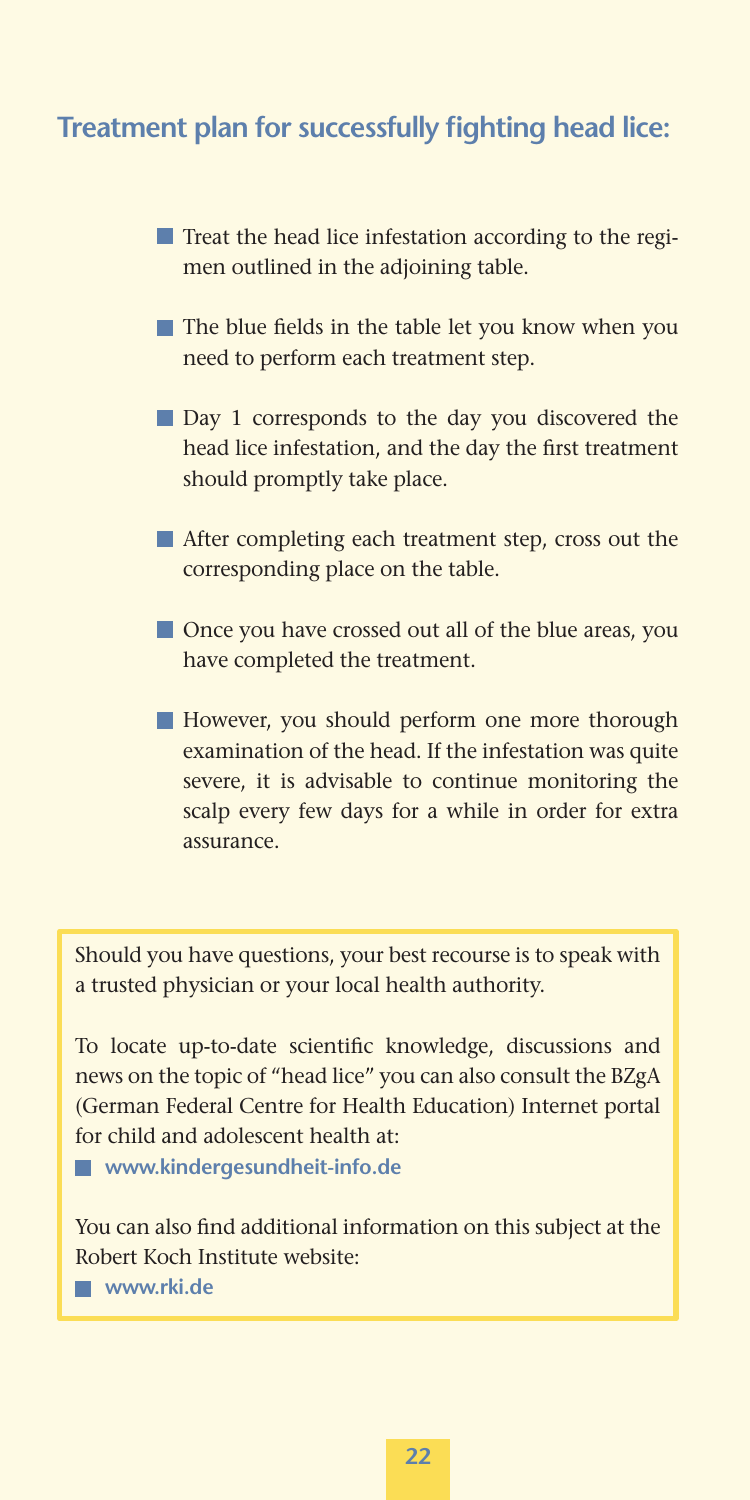## Treatment plan for successfully fighting head lice:

- Treat the head lice infestation according to the regimen outlined in the adjoining table.
- The blue fields in the table let you know when you need to perform each treatment step.
- Day 1 corresponds to the day you discovered the head lice infestation, and the day the first treatment should promptly take place.
- After completing each treatment step, cross out the corresponding place on the table.
- Once you have crossed out all of the blue areas, you have completed the treatment.
- However, you should perform one more thorough examination of the head. If the infestation was quite severe, it is advisable to continue monitoring the scalp every few days for a while in order for extra assurance.

Should you have questions, your best recourse is to speak with a trusted physician or your local health authority.

To locate up-to-date scientific knowledge, discussions and news on the topic of "head lice" you can also consult the BZgA (German Federal Centre for Health Education) Internet portal for child and adolescent health at:

- **www.kindergesundheit-info.de**

You can also find additional information on this subject at the Robert Koch Institute website:

- **www.rki.de**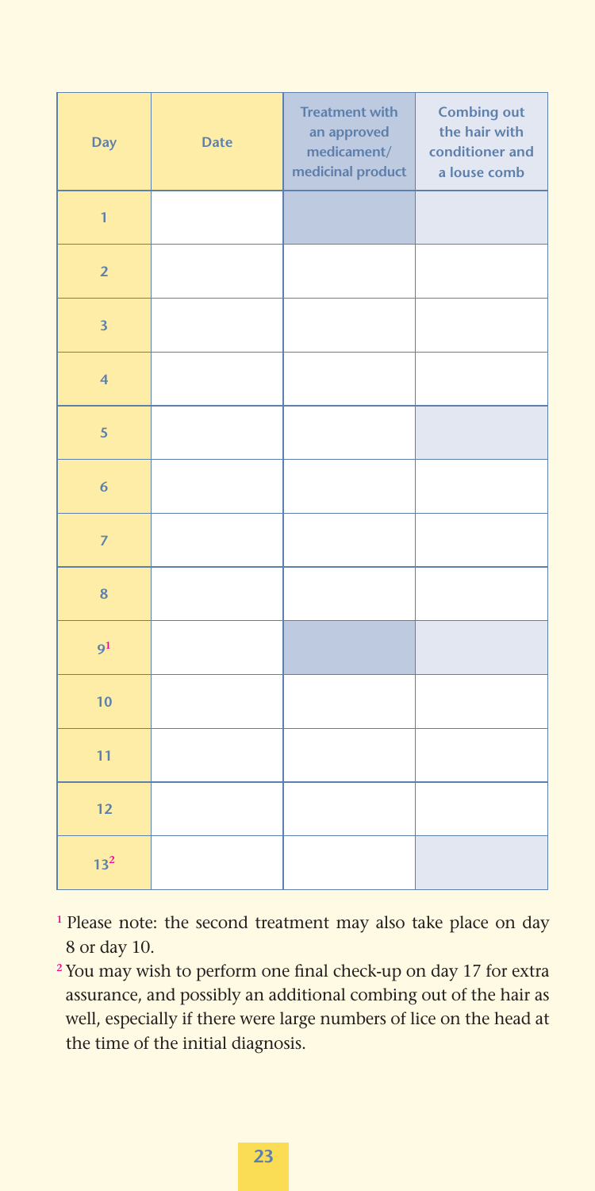| Day | Date | Treatment with an approved medicament/ medicinal product | Combing out the hair with conditioner and a louse comb |
|---|---|---|---|
| 1 | | | |
| 2 | | | |
| 3 | | | |
| 4 | | | |
| 5 | | | |
| 6 | | | |
| 7 | | | |
| 8 | | | |
| 9[1] | | | |
| 10 | | | |
| 11 | | | |
| 12 | | | |
| 13[2] | | | |

[1] Please note: the second treatment may also take place on day 8 or day 10.

[2] You may wish to perform one final check-up on day 17 for extra assurance, and possibly an additional combing out of the hair as well, especially if there were large numbers of lice on the head at the time of the initial diagnosis.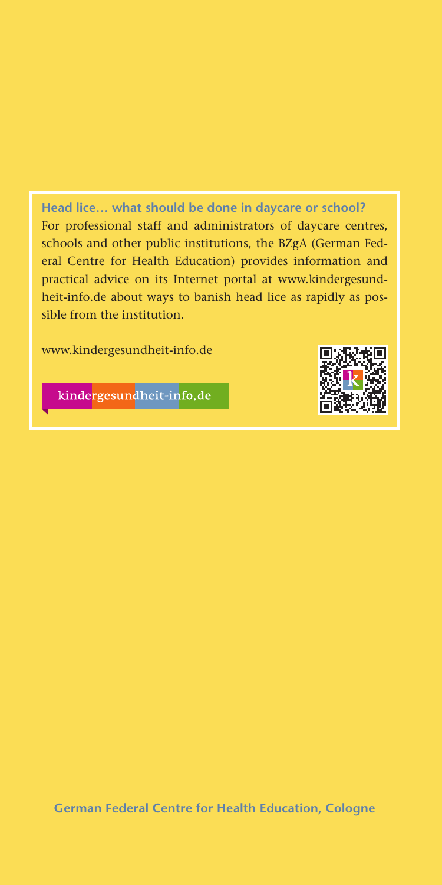**Head lice… what should be done in daycare or school?**

For professional staff and administrators of daycare centres, schools and other public institutions, the BZgA (German Federal Centre for Health Education) provides information and practical advice on its Internet portal at www.kindergesundheit-info.de about ways to banish head lice as rapidly as possible from the institution.

www.kindergesundheit-info.de

kindergesundheit-info.de

**German Federal Centre for Health Education, Cologne**